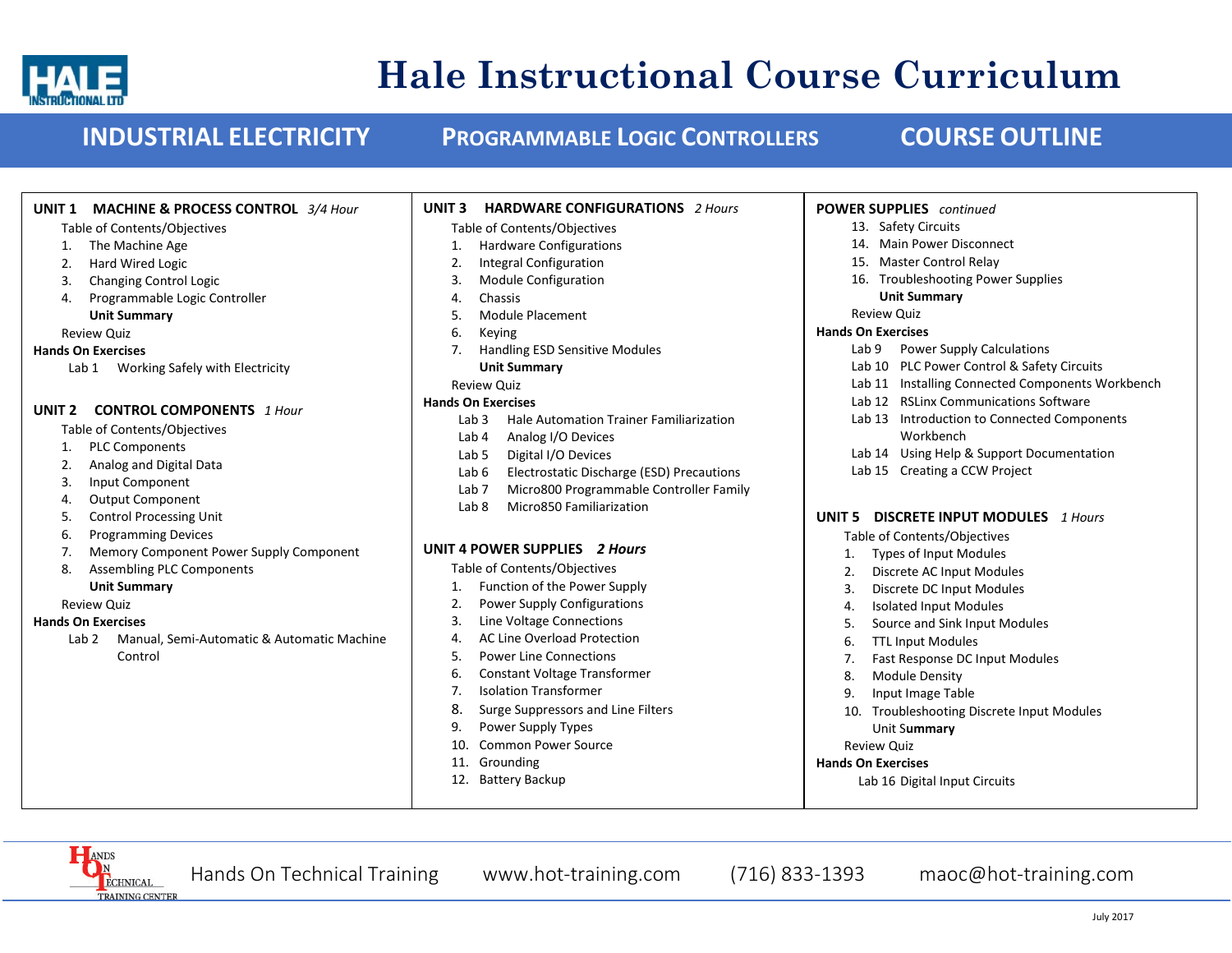# Hale Instructional Course Curriculum

## INDUSTRIAL ELECTRICITY — PROGRAMMABLE LOGIC CONTROLLERS — COURSE OUTLINE

### UNIT 1 MACHINE & PROCESS CONTROL *3/4 Hour*

Table of Contents/Objectives

1. The Machine Age
2. Hard Wired Logic
3. Changing Control Logic
4. Programmable Logic Controller

**Unit Summary**

Review Quiz

**Hands On Exercises**

- Lab 1 Working Safely with Electricity

### UNIT 2 CONTROL COMPONENTS *1 Hour*

Table of Contents/Objectives

1. PLC Components
2. Analog and Digital Data
3. Input Component
4. Output Component
5. Control Processing Unit
6. Programming Devices
7. Memory Component Power Supply Component
8. Assembling PLC Components

**Unit Summary**

Review Quiz

**Hands On Exercises**

- Lab 2 Manual, Semi-Automatic & Automatic Machine Control

### UNIT 3 HARDWARE CONFIGURATIONS *2 Hours*

Table of Contents/Objectives

1. Hardware Configurations
2. Integral Configuration
3. Module Configuration
4. Chassis
5. Module Placement
6. Keying
7. Handling ESD Sensitive Modules

**Unit Summary**

Review Quiz

**Hands On Exercises**

- Lab 3 Hale Automation Trainer Familiarization
- Lab 4 Analog I/O Devices
- Lab 5 Digital I/O Devices
- Lab 6 Electrostatic Discharge (ESD) Precautions
- Lab 7 Micro800 Programmable Controller Family
- Lab 8 Micro850 Familiarization

### UNIT 4 POWER SUPPLIES *2 Hours*

Table of Contents/Objectives

1. Function of the Power Supply
2. Power Supply Configurations
3. Line Voltage Connections
4. AC Line Overload Protection
5. Power Line Connections
6. Constant Voltage Transformer
7. Isolation Transformer
8. Surge Suppressors and Line Filters
9. Power Supply Types
10. Common Power Source
11. Grounding
12. Battery Backup

### POWER SUPPLIES *continued*

13. Safety Circuits
14. Main Power Disconnect
15. Master Control Relay
16. Troubleshooting Power Supplies

**Unit Summary**

Review Quiz

**Hands On Exercises**

- Lab 9 Power Supply Calculations
- Lab 10 PLC Power Control & Safety Circuits
- Lab 11 Installing Connected Components Workbench
- Lab 12 RSLinx Communications Software
- Lab 13 Introduction to Connected Components Workbench
- Lab 14 Using Help & Support Documentation
- Lab 15 Creating a CCW Project

### UNIT 5 DISCRETE INPUT MODULES *1 Hours*

Table of Contents/Objectives

1. Types of Input Modules
2. Discrete AC Input Modules
3. Discrete DC Input Modules
4. Isolated Input Modules
5. Source and Sink Input Modules
6. TTL Input Modules
7. Fast Response DC Input Modules
8. Module Density
9. Input Image Table
10. Troubleshooting Discrete Input Modules

Unit **Summary**

Review Quiz

**Hands On Exercises**

- Lab 16 Digital Input Circuits

Hands On Technical Training www.hot-training.com (716) 833-1393 maoc@hot-training.com

July 2017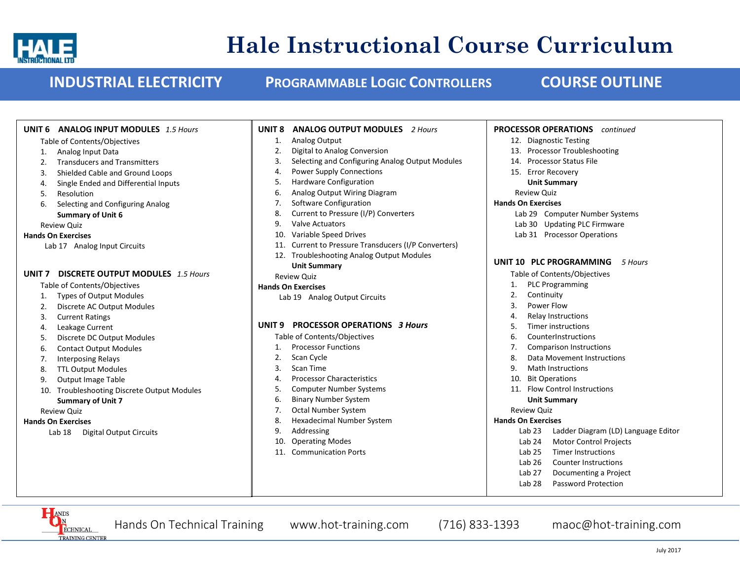# Hale Instructional Course Curriculum

## INDUSTRIAL ELECTRICITY — PROGRAMMABLE LOGIC CONTROLLERS — COURSE OUTLINE

### UNIT 6 ANALOG INPUT MODULES *1.5 Hours*

Table of Contents/Objectives

1. Analog Input Data
2. Transducers and Transmitters
3. Shielded Cable and Ground Loops
4. Single Ended and Differential Inputs
5. Resolution
6. Selecting and Configuring Analog

**Summary of Unit 6**

Review Quiz

**Hands On Exercises**

Lab 17 Analog Input Circuits

### UNIT 7 DISCRETE OUTPUT MODULES *1.5 Hours*

Table of Contents/Objectives

1. Types of Output Modules
2. Discrete AC Output Modules
3. Current Ratings
4. Leakage Current
5. Discrete DC Output Modules
6. Contact Output Modules
7. Interposing Relays
8. TTL Output Modules
9. Output Image Table
10. Troubleshooting Discrete Output Modules

**Summary of Unit 7**

Review Quiz

**Hands On Exercises**

Lab 18 Digital Output Circuits

### UNIT 8 ANALOG OUTPUT MODULES *2 Hours*

1. Analog Output
2. Digital to Analog Conversion
3. Selecting and Configuring Analog Output Modules
4. Power Supply Connections
5. Hardware Configuration
6. Analog Output Wiring Diagram
7. Software Configuration
8. Current to Pressure (I/P) Converters
9. Valve Actuators
10. Variable Speed Drives
11. Current to Pressure Transducers (I/P Converters)
12. Troubleshooting Analog Output Modules

**Unit Summary**

Review Quiz

**Hands On Exercises**

Lab 19 Analog Output Circuits

### UNIT 9 PROCESSOR OPERATIONS ***3 Hours***

Table of Contents/Objectives

1. Processor Functions
2. Scan Cycle
3. Scan Time
4. Processor Characteristics
5. Computer Number Systems
6. Binary Number System
7. Octal Number System
8. Hexadecimal Number System
9. Addressing
10. Operating Modes
11. Communication Ports

### PROCESSOR OPERATIONS *continued*

12. Diagnostic Testing
13. Processor Troubleshooting
14. Processor Status File
15. Error Recovery

**Unit Summary**

Review Quiz

**Hands On Exercises**

Lab 29 Computer Number Systems

Lab 30 Updating PLC Firmware

Lab 31 Processor Operations

### UNIT 10 PLC PROGRAMMING *5 Hours*

Table of Contents/Objectives

1. PLC Programming
2. Continuity
3. Power Flow
4. Relay Instructions
5. Timer instructions
6. CounterInstructions
7. Comparison Instructions
8. Data Movement Instructions
9. Math Instructions
10. Bit Operations
11. Flow Control Instructions

**Unit Summary**

Review Quiz

**Hands On Exercises**

Lab 23 Ladder Diagram (LD) Language Editor

Lab 24 Motor Control Projects

Lab 25 Timer Instructions

Lab 26 Counter Instructions

Lab 27 Documenting a Project

Lab 28 Password Protection

Hands On Technical Training www.hot-training.com (716) 833-1393 maoc@hot-training.com

July 2017